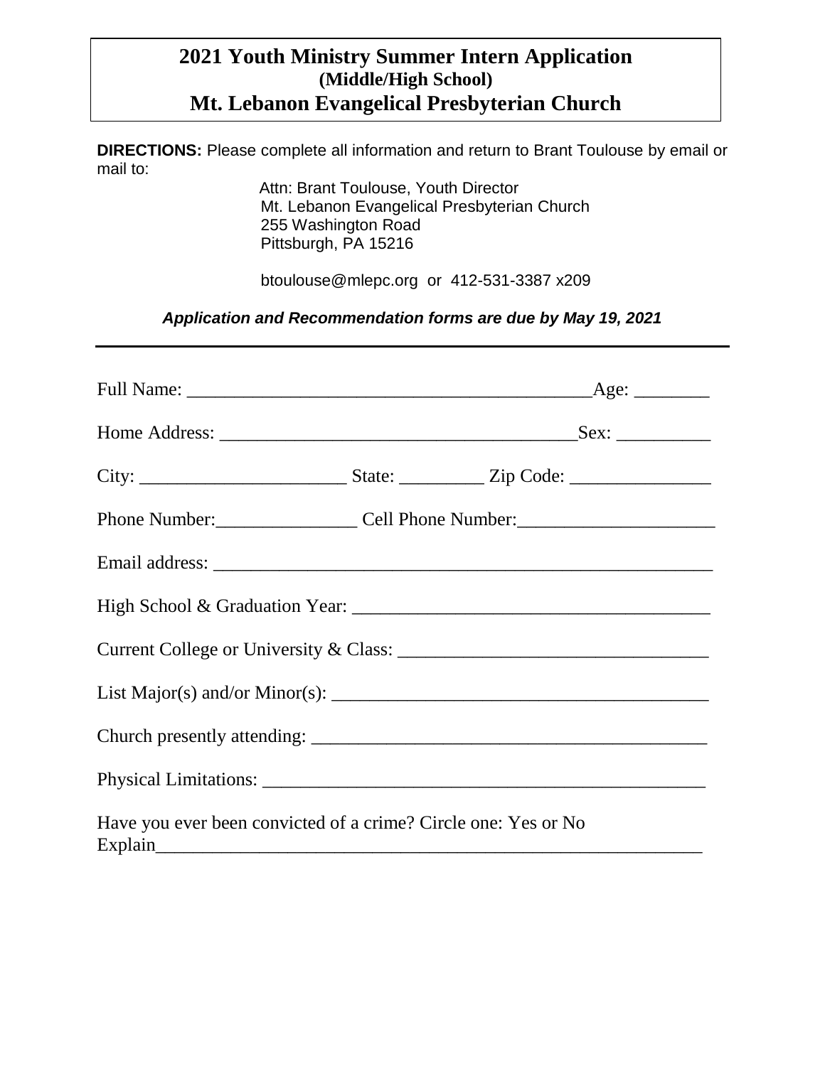# 2021 Youth Ministry Summer Intern Application
## (Middle/High School)
## Mt. Lebanon Evangelical Presbyterian Church

**DIRECTIONS:** Please complete all information and return to Brant Toulouse by email or mail to:

Attn: Brant Toulouse, Youth Director
Mt. Lebanon Evangelical Presbyterian Church
255 Washington Road
Pittsburgh, PA 15216

btoulouse@mlepc.org or 412-531-3387 x209

***Application and Recommendation forms are due by May 19, 2021***

---

Full Name: ____________________________________________Age: ________

Home Address: ______________________________________Sex: __________

City: ______________________ State: _________ Zip Code: _______________

Phone Number:_______________ Cell Phone Number:_____________________

Email address: ______________________________________________________

High School & Graduation Year: _____________________________________

Current College or University & Class: _________________________________

List Major(s) and/or Minor(s): _______________________________________

Church presently attending: _________________________________________

Physical Limitations: _______________________________________________

Have you ever been convicted of a crime? Circle one: Yes or No
Explain_____________________________________________________________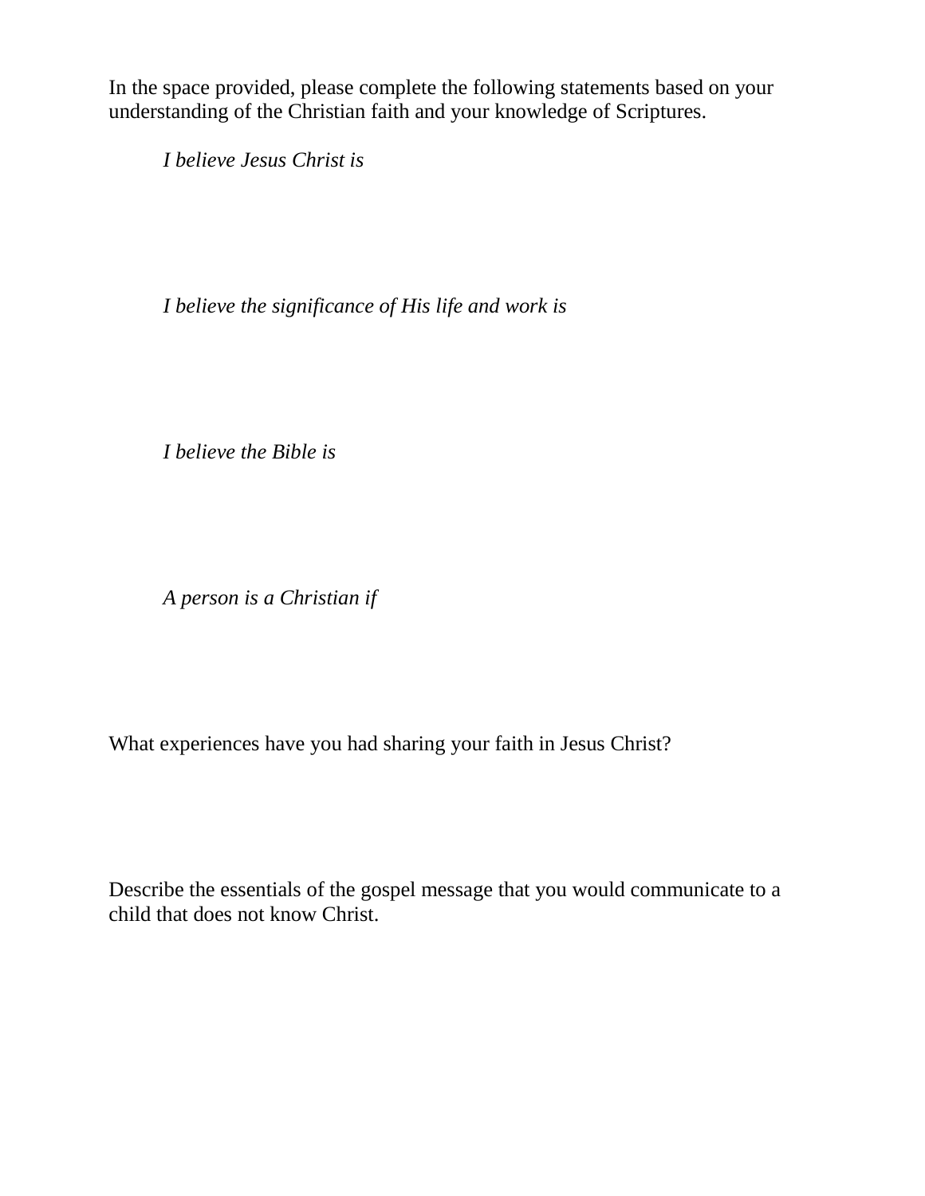In the space provided, please complete the following statements based on your understanding of the Christian faith and your knowledge of Scriptures.

*I believe Jesus Christ is*

*I believe the significance of His life and work is*

*I believe the Bible is*

*A person is a Christian if*

What experiences have you had sharing your faith in Jesus Christ?

Describe the essentials of the gospel message that you would communicate to a child that does not know Christ.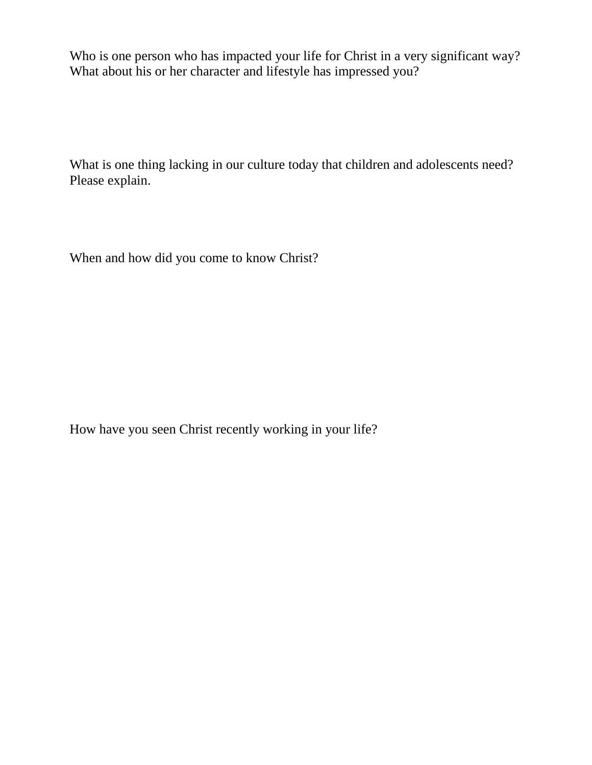Who is one person who has impacted your life for Christ in a very significant way? What about his or her character and lifestyle has impressed you?

What is one thing lacking in our culture today that children and adolescents need? Please explain.

When and how did you come to know Christ?

How have you seen Christ recently working in your life?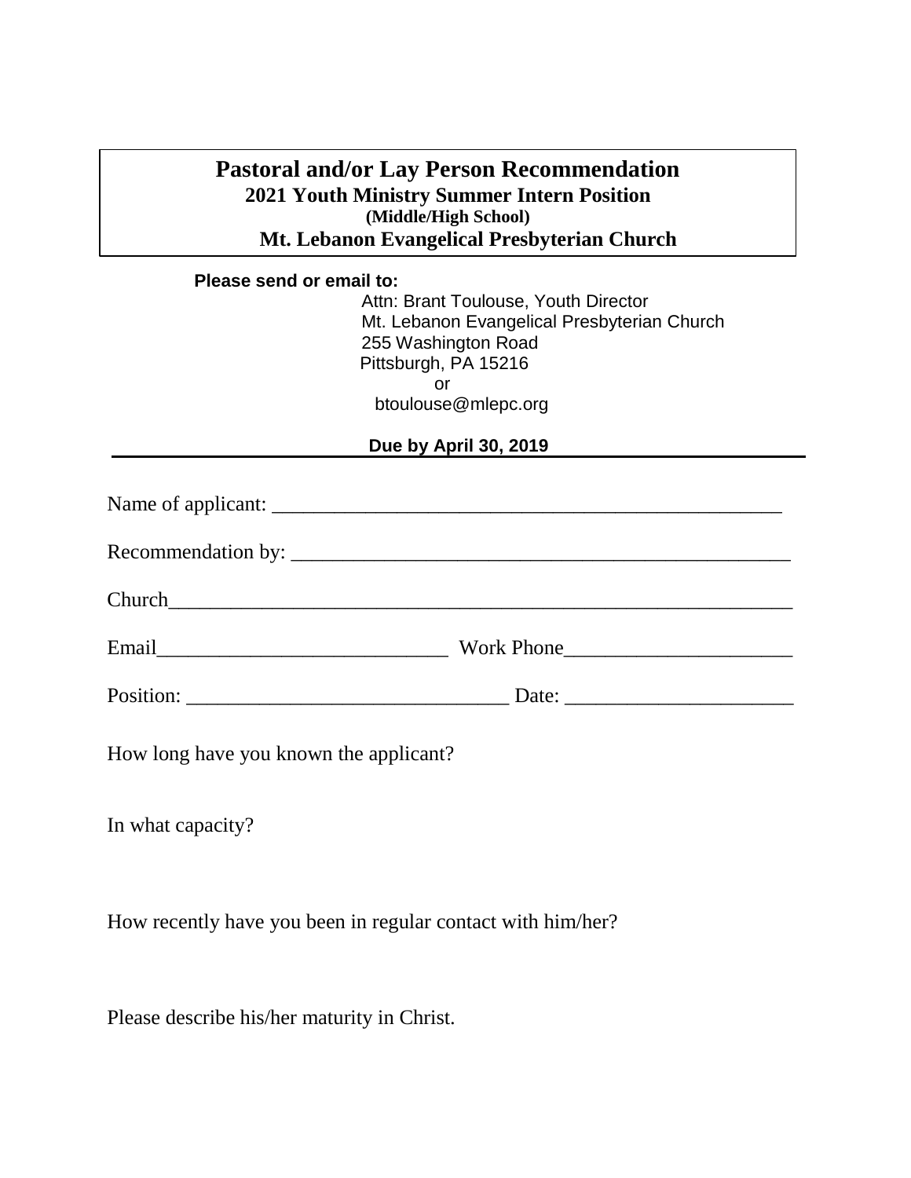# Pastoral and/or Lay Person Recommendation

## 2021 Youth Ministry Summer Intern Position

**(Middle/High School)**

## Mt. Lebanon Evangelical Presbyterian Church

**Please send or email to:**

Attn: Brant Toulouse, Youth Director
Mt. Lebanon Evangelical Presbyterian Church
255 Washington Road
Pittsburgh, PA 15216
or
btoulouse@mlepc.org

**Due by April 30, 2019**

Name of applicant: ___________________________________________________

Recommendation by: ___________________________________________________

Church_______________________________________________________________

Email____________________________ Work Phone______________________

Position: _______________________________ Date: ______________________

How long have you known the applicant?

In what capacity?

How recently have you been in regular contact with him/her?

Please describe his/her maturity in Christ.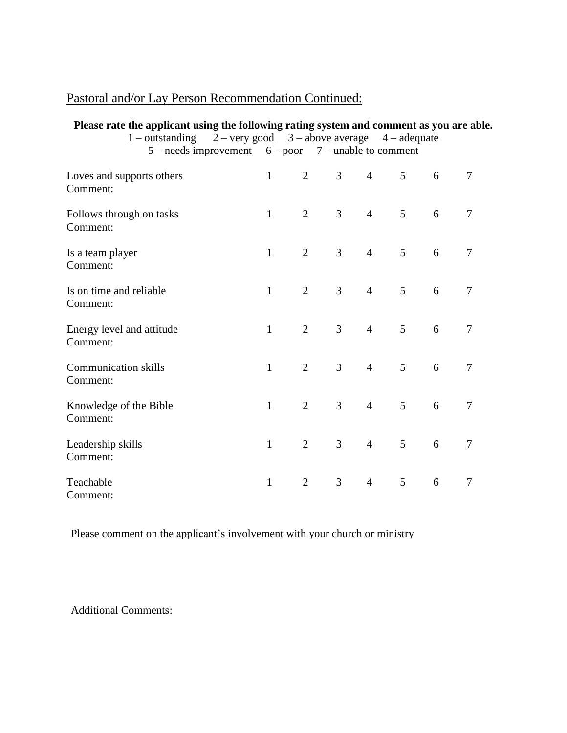Pastoral and/or Lay Person Recommendation Continued:

**Please rate the applicant using the following rating system and comment as you are able.**

1 – outstanding 2 – very good 3 – above average 4 – adequate
5 – needs improvement 6 – poor 7 – unable to comment

| | | | | | | | |
|---|---|---|---|---|---|---|---|
| Loves and supports others<br>Comment: | 1 | 2 | 3 | 4 | 5 | 6 | 7 |
| Follows through on tasks<br>Comment: | 1 | 2 | 3 | 4 | 5 | 6 | 7 |
| Is a team player<br>Comment: | 1 | 2 | 3 | 4 | 5 | 6 | 7 |
| Is on time and reliable<br>Comment: | 1 | 2 | 3 | 4 | 5 | 6 | 7 |
| Energy level and attitude<br>Comment: | 1 | 2 | 3 | 4 | 5 | 6 | 7 |
| Communication skills<br>Comment: | 1 | 2 | 3 | 4 | 5 | 6 | 7 |
| Knowledge of the Bible<br>Comment: | 1 | 2 | 3 | 4 | 5 | 6 | 7 |
| Leadership skills<br>Comment: | 1 | 2 | 3 | 4 | 5 | 6 | 7 |
| Teachable<br>Comment: | 1 | 2 | 3 | 4 | 5 | 6 | 7 |

Please comment on the applicant's involvement with your church or ministry

Additional Comments: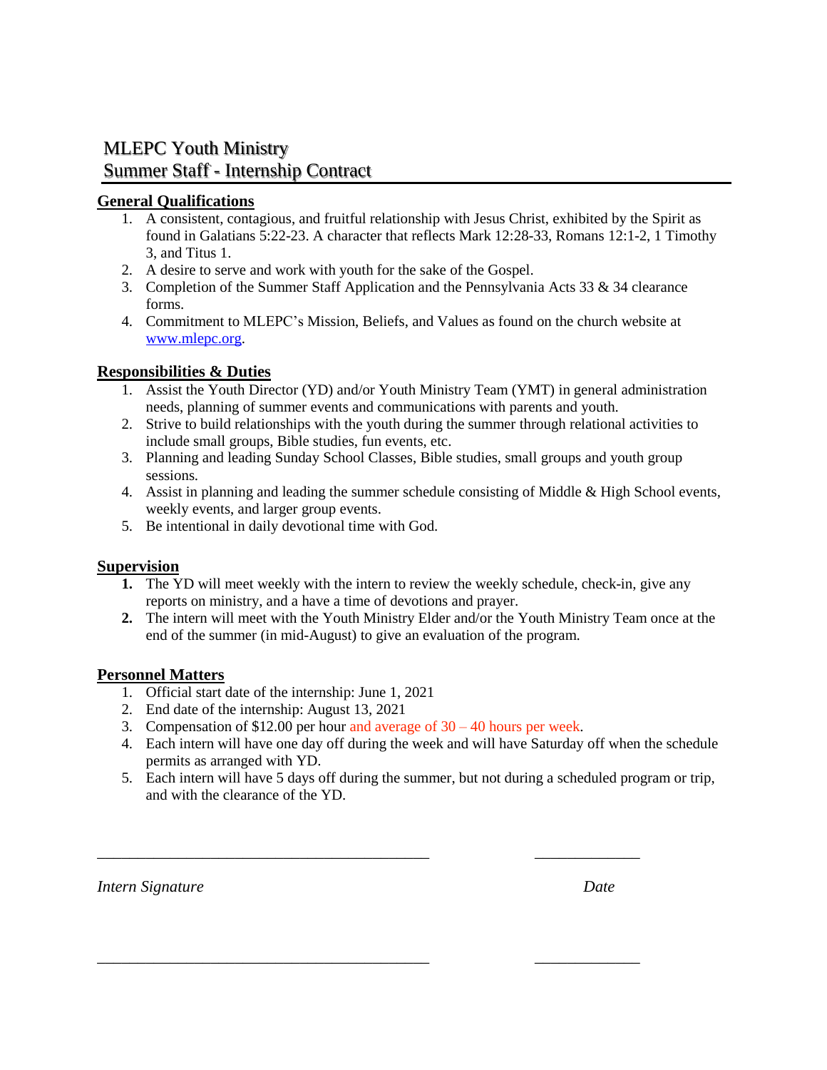# MLEPC Youth Ministry
# Summer Staff - Internship Contract

**General Qualifications**

1. A consistent, contagious, and fruitful relationship with Jesus Christ, exhibited by the Spirit as found in Galatians 5:22-23. A character that reflects Mark 12:28-33, Romans 12:1-2, 1 Timothy 3, and Titus 1.
2. A desire to serve and work with youth for the sake of the Gospel.
3. Completion of the Summer Staff Application and the Pennsylvania Acts 33 & 34 clearance forms.
4. Commitment to MLEPC's Mission, Beliefs, and Values as found on the church website at www.mlepc.org.

**Responsibilities & Duties**

1. Assist the Youth Director (YD) and/or Youth Ministry Team (YMT) in general administration needs, planning of summer events and communications with parents and youth.
2. Strive to build relationships with the youth during the summer through relational activities to include small groups, Bible studies, fun events, etc.
3. Planning and leading Sunday School Classes, Bible studies, small groups and youth group sessions.
4. Assist in planning and leading the summer schedule consisting of Middle & High School events, weekly events, and larger group events.
5. Be intentional in daily devotional time with God.

**Supervision**

1. The YD will meet weekly with the intern to review the weekly schedule, check-in, give any reports on ministry, and a have a time of devotions and prayer.
2. The intern will meet with the Youth Ministry Elder and/or the Youth Ministry Team once at the end of the summer (in mid-August) to give an evaluation of the program.

**Personnel Matters**

1. Official start date of the internship: June 1, 2021
2. End date of the internship: August 13, 2021
3. Compensation of $12.00 per hour and average of 30 – 40 hours per week.
4. Each intern will have one day off during the week and will have Saturday off when the schedule permits as arranged with YD.
5. Each intern will have 5 days off during the summer, but not during a scheduled program or trip, and with the clearance of the YD.

\_\_\_\_\_\_\_\_\_\_\_\_\_\_\_\_\_\_\_\_\_\_\_\_\_\_\_\_\_\_\_\_\_\_\_\_\_\_\_\_\_\_\_\_ \_\_\_\_\_\_\_\_\_\_\_\_\_\_

*Intern Signature* *Date*

\_\_\_\_\_\_\_\_\_\_\_\_\_\_\_\_\_\_\_\_\_\_\_\_\_\_\_\_\_\_\_\_\_\_\_\_\_\_\_\_\_\_\_\_ \_\_\_\_\_\_\_\_\_\_\_\_\_\_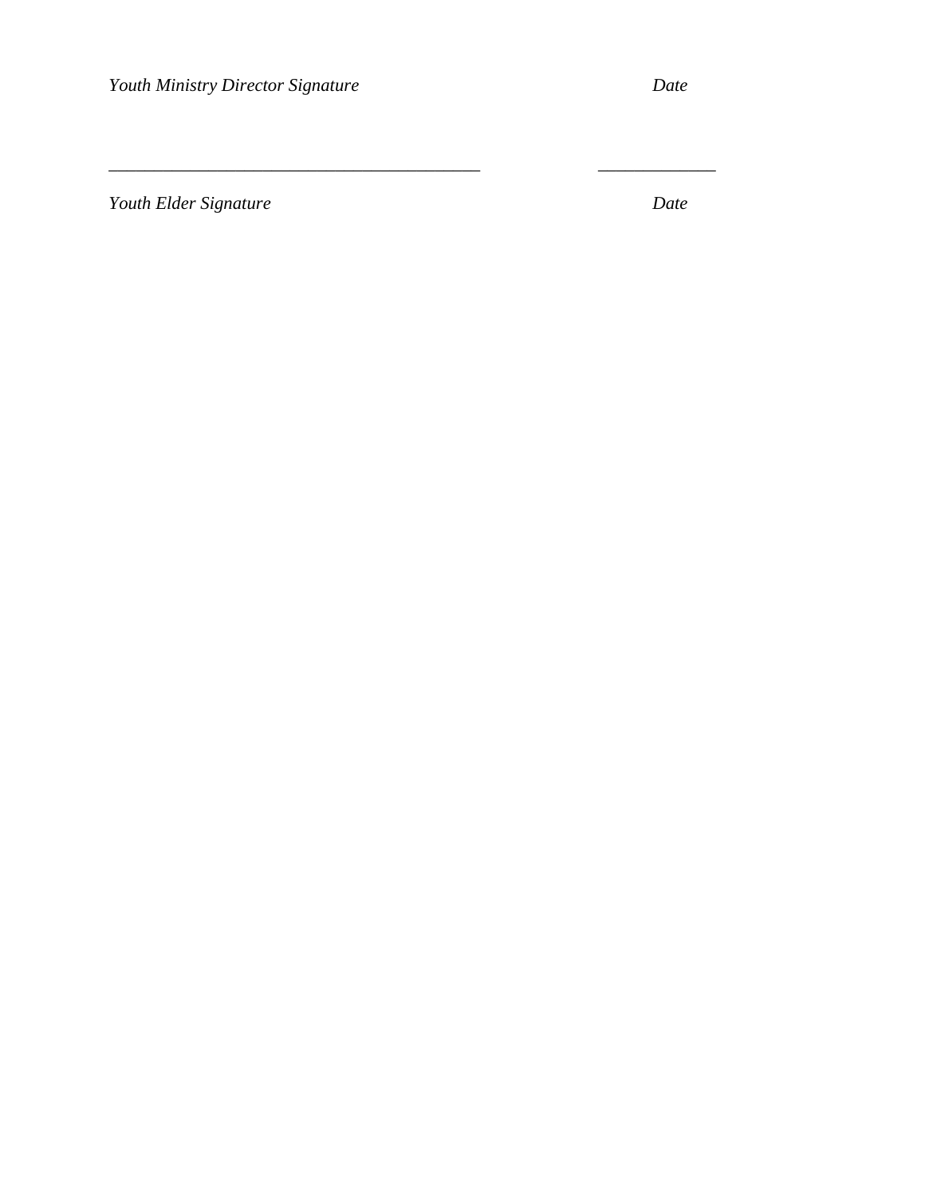*Youth Ministry Director Signature* *Date*

\_\_\_\_\_\_\_\_\_\_\_\_\_\_\_\_\_\_\_\_\_\_\_\_\_\_\_\_\_\_\_\_\_\_\_\_\_\_\_\_\_\_ \_\_\_\_\_\_\_\_\_\_\_\_\_

*Youth Elder Signature* *Date*